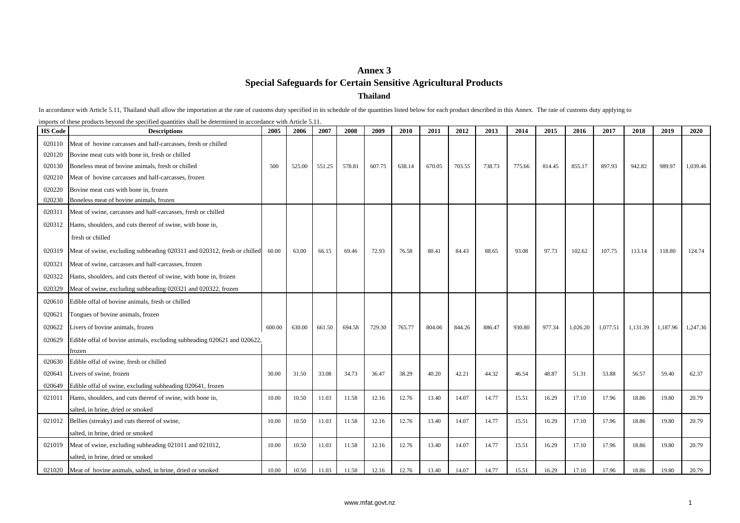# Annex 3

## Special Safeguards for Certain Sensitive Agricultural Products

### Thailand

In accordance with Article 5.11, Thailand shall allow the importation at the rate of customs duty specified in its schedule of the quantities listed below for each product described in this Annex. The rate of customs duty applying to imports of these products beyond the specified quantities shall be determined in accordance with Article 5.11.

| HS Code | Descriptions | 2005 | 2006 | 2007 | 2008 | 2009 | 2010 | 2011 | 2012 | 2013 | 2014 | 2015 | 2016 | 2017 | 2018 | 2019 | 2020 |
|---|---|---|---|---|---|---|---|---|---|---|---|---|---|---|---|---|---|
| 020110 | Meat of bovine carcasses and half-carcasses, fresh or chilled | | | | | | | | | | | | | | | | |
| 020120 | Bovine meat cuts with bone in, fresh or chilled | | | | | | | | | | | | | | | | |
| 020130 | Boneless meat of bovine animals, fresh or chilled | 500 | 525.00 | 551.25 | 578.81 | 607.75 | 638.14 | 670.05 | 703.55 | 738.73 | 775.66 | 814.45 | 855.17 | 897.93 | 942.82 | 989.97 | 1,039.46 |
| 020210 | Meat of bovine carcasses and half-carcasses, frozen | | | | | | | | | | | | | | | | |
| 020220 | Bovine meat cuts with bone in, frozen | | | | | | | | | | | | | | | | |
| 020230 | Boneless meat of bovine animals, frozen | | | | | | | | | | | | | | | | |
| 020311 | Meat of swine, carcasses and half-carcasses, fresh or chilled | | | | | | | | | | | | | | | | |
| 020312 | Hams, shoulders, and cuts thereof of swine, with bone in, fresh or chilled | | | | | | | | | | | | | | | | |
| 020319 | Meat of swine, excluding subheading 020311 and 020312, fresh or chilled | 60.00 | 63.00 | 66.15 | 69.46 | 72.93 | 76.58 | 80.41 | 84.43 | 88.65 | 93.08 | 97.73 | 102.62 | 107.75 | 113.14 | 118.80 | 124.74 |
| 020321 | Meat of swine, carcasses and half-carcasses, frozen | | | | | | | | | | | | | | | | |
| 020322 | Hams, shoulders, and cuts thereof of swine, with bone in, frozen | | | | | | | | | | | | | | | | |
| 020329 | Meat of swine, excluding subheading 020321 and 020322, frozen | | | | | | | | | | | | | | | | |
| 020610 | Edible offal of bovine animals, fresh or chilled | | | | | | | | | | | | | | | | |
| 020621 | Tongues of bovine animals, frozen | | | | | | | | | | | | | | | | |
| 020622 | Livers of bovine animals, frozen | 600.00 | 630.00 | 661.50 | 694.58 | 729.30 | 765.77 | 804.06 | 844.26 | 886.47 | 930.80 | 977.34 | 1,026.20 | 1,077.51 | 1,131.39 | 1,187.96 | 1,247.36 |
| 020629 | Edible offal of bovine animals, excluding subheading 020621 and 020622, frozen | | | | | | | | | | | | | | | | |
| 020630 | Edible offal of swine, fresh or chilled | | | | | | | | | | | | | | | | |
| 020641 | Livers of swine, frozen | 30.00 | 31.50 | 33.08 | 34.73 | 36.47 | 38.29 | 40.20 | 42.21 | 44.32 | 46.54 | 48.87 | 51.31 | 53.88 | 56.57 | 59.40 | 62.37 |
| 020649 | Edible offal of swine, excluding subheading 020641, frozen | | | | | | | | | | | | | | | | |
| 021011 | Hams, shoulders, and cuts thereof of swine, with bone in, salted, in brine, dried or smoked | 10.00 | 10.50 | 11.03 | 11.58 | 12.16 | 12.76 | 13.40 | 14.07 | 14.77 | 15.51 | 16.29 | 17.10 | 17.96 | 18.86 | 19.80 | 20.79 |
| 021012 | Bellies (streaky) and cuts thereof of swine, salted, in brine, dried or smoked | 10.00 | 10.50 | 11.03 | 11.58 | 12.16 | 12.76 | 13.40 | 14.07 | 14.77 | 15.51 | 16.29 | 17.10 | 17.96 | 18.86 | 19.80 | 20.79 |
| 021019 | Meat of swine, excluding subheading 021011 and 021012, salted, in brine, dried or smoked | 10.00 | 10.50 | 11.03 | 11.58 | 12.16 | 12.76 | 13.40 | 14.07 | 14.77 | 15.51 | 16.29 | 17.10 | 17.96 | 18.86 | 19.80 | 20.79 |
| 021020 | Meat of bovine animals, salted, in brine, dried or smoked | 10.00 | 10.50 | 11.03 | 11.58 | 12.16 | 12.76 | 13.40 | 14.07 | 14.77 | 15.51 | 16.29 | 17.10 | 17.96 | 18.86 | 19.80 | 20.79 |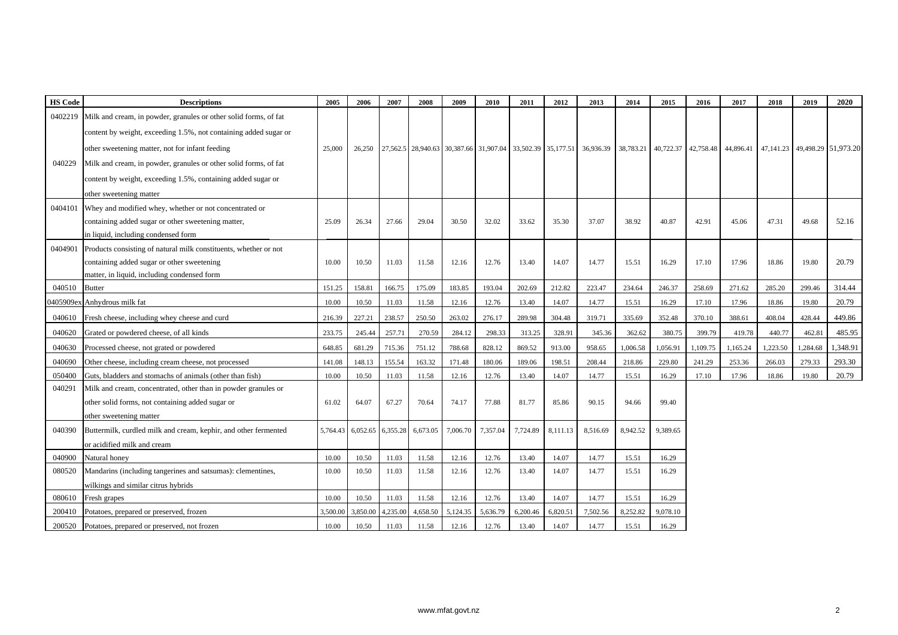| HS Code | Descriptions | 2005 | 2006 | 2007 | 2008 | 2009 | 2010 | 2011 | 2012 | 2013 | 2014 | 2015 | 2016 | 2017 | 2018 | 2019 | 2020 |
|---|---|---|---|---|---|---|---|---|---|---|---|---|---|---|---|---|---|
| 0402219<br>040229 | Milk and cream, in powder, granules or other solid forms, of fat content by weight, exceeding 1.5%, not containing added sugar or other sweetening matter, not for infant feeding<br>Milk and cream, in powder, granules or other solid forms, of fat content by weight, exceeding 1.5%, containing added sugar or other sweetening matter | 25,000 | 26,250 | 27,562.5 | 28,940.63 | 30,387.66 | 31,907.04 | 33,502.39 | 35,177.51 | 36,936.39 | 38,783.21 | 40,722.37 | 42,758.48 | 44,896.41 | 47,141.23 | 49,498.29 | 51,973.20 |
| 0404101 | Whey and modified whey, whether or not concentrated or containing added sugar or other sweetening matter, in liquid, including condensed form | 25.09 | 26.34 | 27.66 | 29.04 | 30.50 | 32.02 | 33.62 | 35.30 | 37.07 | 38.92 | 40.87 | 42.91 | 45.06 | 47.31 | 49.68 | 52.16 |
| 0404901 | Products consisting of natural milk constituents, whether or not containing added sugar or other sweetening matter, in liquid, including condensed form | 10.00 | 10.50 | 11.03 | 11.58 | 12.16 | 12.76 | 13.40 | 14.07 | 14.77 | 15.51 | 16.29 | 17.10 | 17.96 | 18.86 | 19.80 | 20.79 |
| 040510 | Butter | 151.25 | 158.81 | 166.75 | 175.09 | 183.85 | 193.04 | 202.69 | 212.82 | 223.47 | 234.64 | 246.37 | 258.69 | 271.62 | 285.20 | 299.46 | 314.44 |
| 0405909ex | Anhydrous milk fat | 10.00 | 10.50 | 11.03 | 11.58 | 12.16 | 12.76 | 13.40 | 14.07 | 14.77 | 15.51 | 16.29 | 17.10 | 17.96 | 18.86 | 19.80 | 20.79 |
| 040610 | Fresh cheese, including whey cheese and curd | 216.39 | 227.21 | 238.57 | 250.50 | 263.02 | 276.17 | 289.98 | 304.48 | 319.71 | 335.69 | 352.48 | 370.10 | 388.61 | 408.04 | 428.44 | 449.86 |
| 040620 | Grated or powdered cheese, of all kinds | 233.75 | 245.44 | 257.71 | 270.59 | 284.12 | 298.33 | 313.25 | 328.91 | 345.36 | 362.62 | 380.75 | 399.79 | 419.78 | 440.77 | 462.81 | 485.95 |
| 040630 | Processed cheese, not grated or powdered | 648.85 | 681.29 | 715.36 | 751.12 | 788.68 | 828.12 | 869.52 | 913.00 | 958.65 | 1,006.58 | 1,056.91 | 1,109.75 | 1,165.24 | 1,223.50 | 1,284.68 | 1,348.91 |
| 040690 | Other cheese, including cream cheese, not processed | 141.08 | 148.13 | 155.54 | 163.32 | 171.48 | 180.06 | 189.06 | 198.51 | 208.44 | 218.86 | 229.80 | 241.29 | 253.36 | 266.03 | 279.33 | 293.30 |
| 050400 | Guts, bladders and stomachs of animals (other than fish) | 10.00 | 10.50 | 11.03 | 11.58 | 12.16 | 12.76 | 13.40 | 14.07 | 14.77 | 15.51 | 16.29 | 17.10 | 17.96 | 18.86 | 19.80 | 20.79 |
| 040291 | Milk and cream, concentrated, other than in powder granules or other solid forms, not containing added sugar or other sweetening matter | 61.02 | 64.07 | 67.27 | 70.64 | 74.17 | 77.88 | 81.77 | 85.86 | 90.15 | 94.66 | 99.40 | | | | | |
| 040390 | Buttermilk, curdled milk and cream, kephir, and other fermented or acidified milk and cream | 5,764.43 | 6,052.65 | 6,355.28 | 6,673.05 | 7,006.70 | 7,357.04 | 7,724.89 | 8,111.13 | 8,516.69 | 8,942.52 | 9,389.65 | | | | | |
| 040900 | Natural honey | 10.00 | 10.50 | 11.03 | 11.58 | 12.16 | 12.76 | 13.40 | 14.07 | 14.77 | 15.51 | 16.29 | | | | | |
| 080520 | Mandarins (including tangerines and satsumas): clementines, wilkings and similar citrus hybrids | 10.00 | 10.50 | 11.03 | 11.58 | 12.16 | 12.76 | 13.40 | 14.07 | 14.77 | 15.51 | 16.29 | | | | | |
| 080610 | Fresh grapes | 10.00 | 10.50 | 11.03 | 11.58 | 12.16 | 12.76 | 13.40 | 14.07 | 14.77 | 15.51 | 16.29 | | | | | |
| 200410 | Potatoes, prepared or preserved, frozen | 3,500.00 | 3,850.00 | 4,235.00 | 4,658.50 | 5,124.35 | 5,636.79 | 6,200.46 | 6,820.51 | 7,502.56 | 8,252.82 | 9,078.10 | | | | | |
| 200520 | Potatoes, prepared or preserved, not frozen | 10.00 | 10.50 | 11.03 | 11.58 | 12.16 | 12.76 | 13.40 | 14.07 | 14.77 | 15.51 | 16.29 | | | | | |

www.mfat.govt.nz